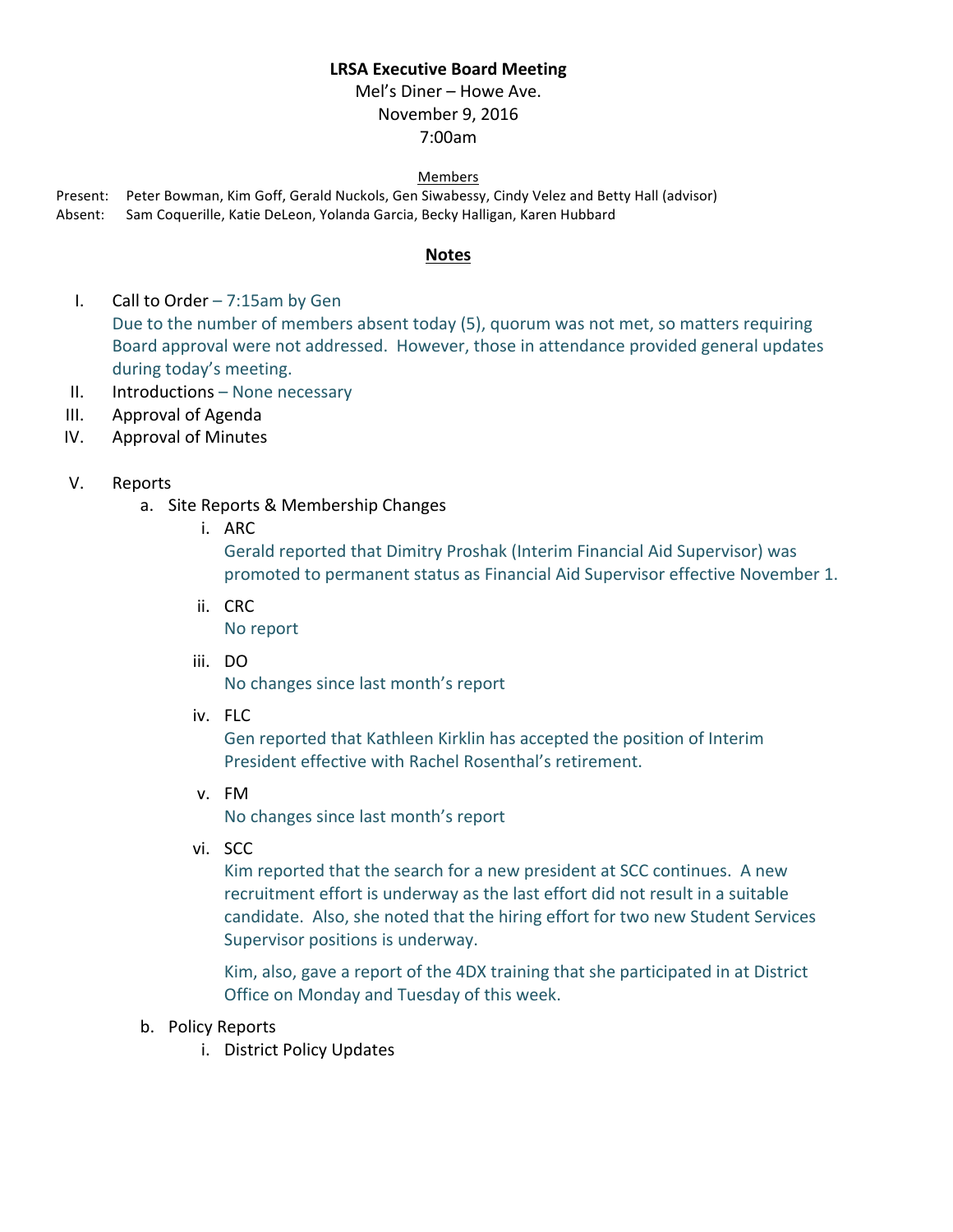**LRSA Executive Board Meeting**

Mel's Diner – Howe Ave.

November 9, 2016

7:00am

Members

Present: Peter Bowman, Kim Goff, Gerald Nuckols, Gen Siwabessy, Cindy Velez and Betty Hall (advisor)

Absent: Sam Coquerille, Katie DeLeon, Yolanda Garcia, Becky Halligan, Karen Hubbard

## Notes

I. Call to Order – 7:15am by Gen

Due to the number of members absent today (5), quorum was not met, so matters requiring Board approval were not addressed. However, those in attendance provided general updates during today's meeting.

II. Introductions – None necessary

III. Approval of Agenda

IV. Approval of Minutes

V. Reports

a. Site Reports & Membership Changes

i. ARC

Gerald reported that Dimitry Proshak (Interim Financial Aid Supervisor) was promoted to permanent status as Financial Aid Supervisor effective November 1.

ii. CRC

No report

iii. DO

No changes since last month's report

iv. FLC

Gen reported that Kathleen Kirklin has accepted the position of Interim President effective with Rachel Rosenthal's retirement.

v. FM

No changes since last month's report

vi. SCC

Kim reported that the search for a new president at SCC continues. A new recruitment effort is underway as the last effort did not result in a suitable candidate. Also, she noted that the hiring effort for two new Student Services Supervisor positions is underway.

Kim, also, gave a report of the 4DX training that she participated in at District Office on Monday and Tuesday of this week.

b. Policy Reports

i. District Policy Updates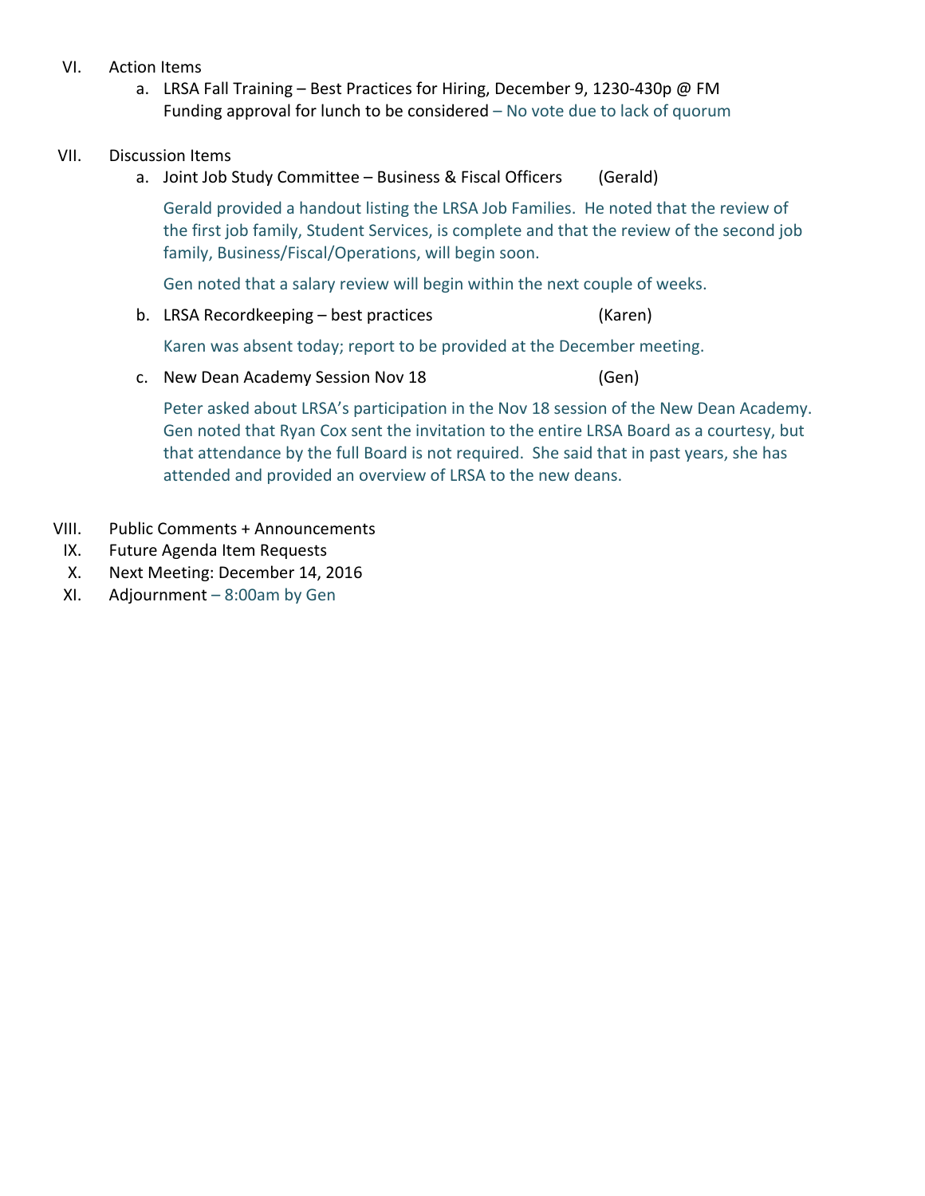VI. Action Items

   a. LRSA Fall Training – Best Practices for Hiring, December 9, 1230-430p @ FM
      Funding approval for lunch to be considered – No vote due to lack of quorum

VII. Discussion Items

   a. Joint Job Study Committee – Business & Fiscal Officers (Gerald)

      Gerald provided a handout listing the LRSA Job Families. He noted that the review of the first job family, Student Services, is complete and that the review of the second job family, Business/Fiscal/Operations, will begin soon.

      Gen noted that a salary review will begin within the next couple of weeks.

   b. LRSA Recordkeeping – best practices (Karen)

      Karen was absent today; report to be provided at the December meeting.

   c. New Dean Academy Session Nov 18 (Gen)

      Peter asked about LRSA's participation in the Nov 18 session of the New Dean Academy. Gen noted that Ryan Cox sent the invitation to the entire LRSA Board as a courtesy, but that attendance by the full Board is not required. She said that in past years, she has attended and provided an overview of LRSA to the new deans.

VIII. Public Comments + Announcements

IX. Future Agenda Item Requests

X. Next Meeting: December 14, 2016

XI. Adjournment – 8:00am by Gen